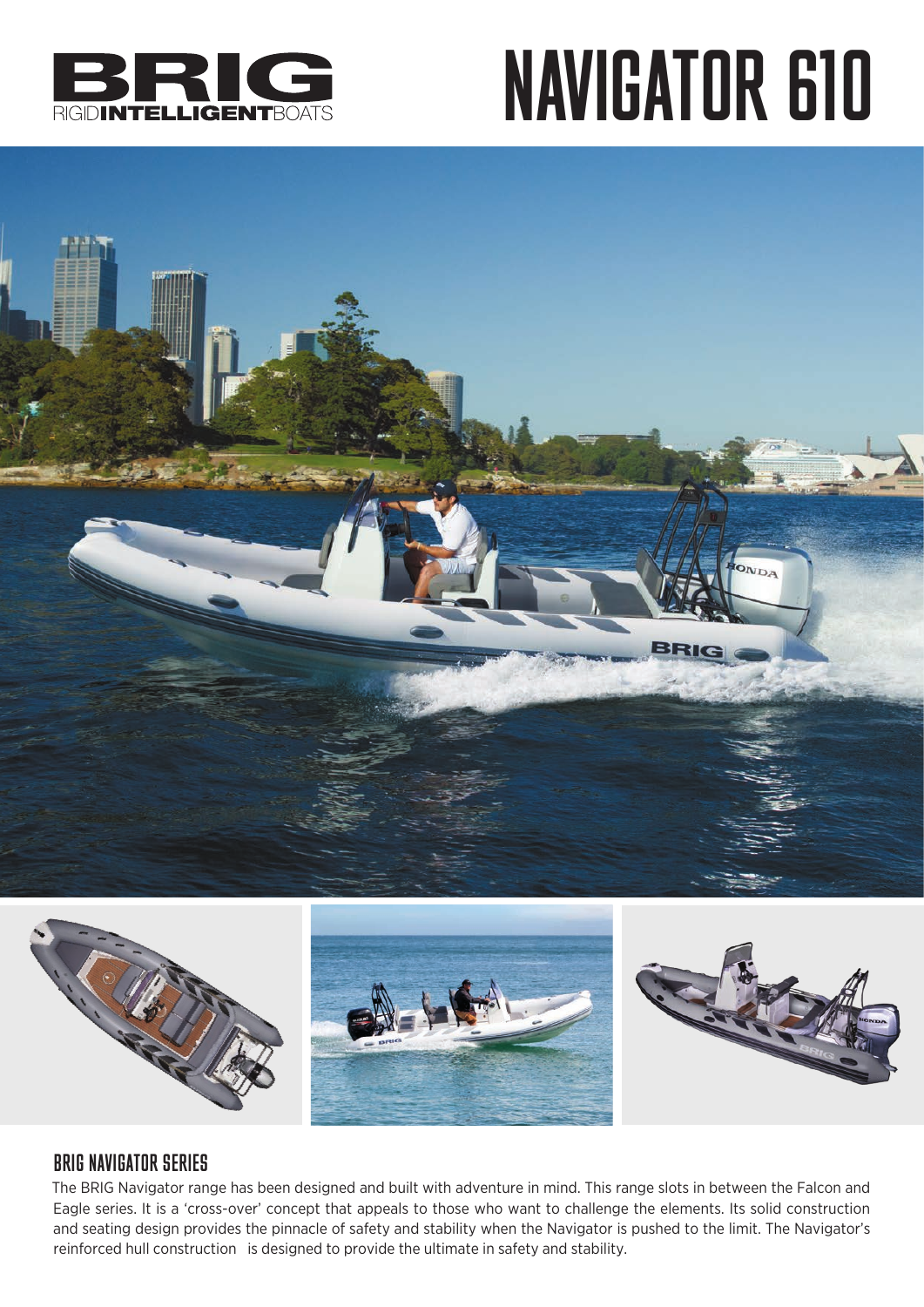BRIG

RIGIDINTELLIGENTBOATS

# NAVIGATOR 610

## BRIG NAVIGATOR SERIES

The BRIG Navigator range has been designed and built with adventure in mind. This range slots in between the Falcon and Eagle series. It is a 'cross-over' concept that appeals to those who want to challenge the elements. Its solid construction and seating design provides the pinnacle of safety and stability when the Navigator is pushed to the limit. The Navigator's reinforced hull construction  is designed to provide the ultimate in safety and stability.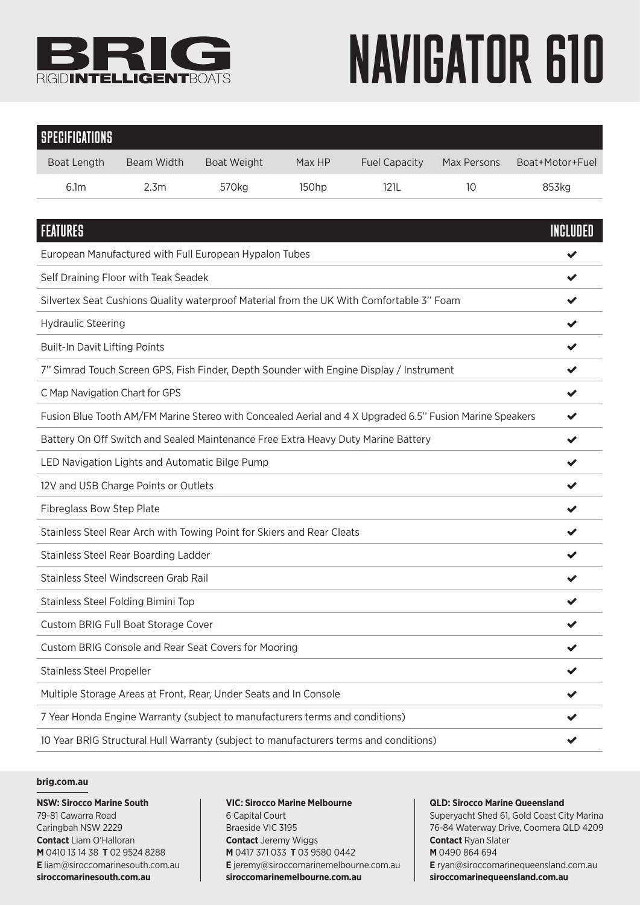# BRIG

RIGID**INTELLIGENT**BOATS

# NAVIGATOR 610

## SPECIFICATIONS

| Boat Length | Beam Width | Boat Weight | Max HP | Fuel Capacity | Max Persons | Boat+Motor+Fuel |
|---|---|---|---|---|---|---|
| 6.1m | 2.3m | 570kg | 150hp | 121L | 10 | 853kg |

| FEATURES | INCLUDED |
|---|---|
| European Manufactured with Full European Hypalon Tubes | ✔ |
| Self Draining Floor with Teak Seadek | ✔ |
| Silvertex Seat Cushions Quality waterproof Material from the UK With Comfortable 3" Foam | ✔ |
| Hydraulic Steering | ✔ |
| Built-In Davit Lifting Points | ✔ |
| 7" Simrad Touch Screen GPS, Fish Finder, Depth Sounder with Engine Display / Instrument | ✔ |
| C Map Navigation Chart for GPS | ✔ |
| Fusion Blue Tooth AM/FM Marine Stereo with Concealed Aerial and 4 X Upgraded 6.5" Fusion Marine Speakers | ✔ |
| Battery On Off Switch and Sealed Maintenance Free Extra Heavy Duty Marine Battery | ✔ |
| LED Navigation Lights and Automatic Bilge Pump | ✔ |
| 12V and USB Charge Points or Outlets | ✔ |
| Fibreglass Bow Step Plate | ✔ |
| Stainless Steel Rear Arch with Towing Point for Skiers and Rear Cleats | ✔ |
| Stainless Steel Rear Boarding Ladder | ✔ |
| Stainless Steel Windscreen Grab Rail | ✔ |
| Stainless Steel Folding Bimini Top | ✔ |
| Custom BRIG Full Boat Storage Cover | ✔ |
| Custom BRIG Console and Rear Seat Covers for Mooring | ✔ |
| Stainless Steel Propeller | ✔ |
| Multiple Storage Areas at Front, Rear, Under Seats and In Console | ✔ |
| 7 Year Honda Engine Warranty (subject to manufacturers terms and conditions) | ✔ |
| 10 Year BRIG Structural Hull Warranty (subject to manufacturers terms and conditions) | ✔ |

**brig.com.au**

**NSW: Sirocco Marine South**
79-81 Cawarra Road
Caringbah NSW 2229
**Contact** Liam O'Halloran
**M** 0410 13 14 38 **T** 02 9524 8288
**E** liam@siroccomarinesouth.com.au
**siroccomarinesouth.com.au**

**VIC: Sirocco Marine Melbourne**
6 Capital Court
Braeside VIC 3195
**Contact** Jeremy Wiggs
**M** 0417 371 033 **T** 03 9580 0442
**E** jeremy@siroccomarinemelbourne.com.au
**siroccomarinemelbourne.com.au**

**QLD: Sirocco Marine Queensland**
Superyacht Shed 61, Gold Coast City Marina
76-84 Waterway Drive, Coomera QLD 4209
**Contact** Ryan Slater
**M** 0490 864 694
**E** ryan@siroccomarinequeensland.com.au
**siroccomarinequeensland.com.au**